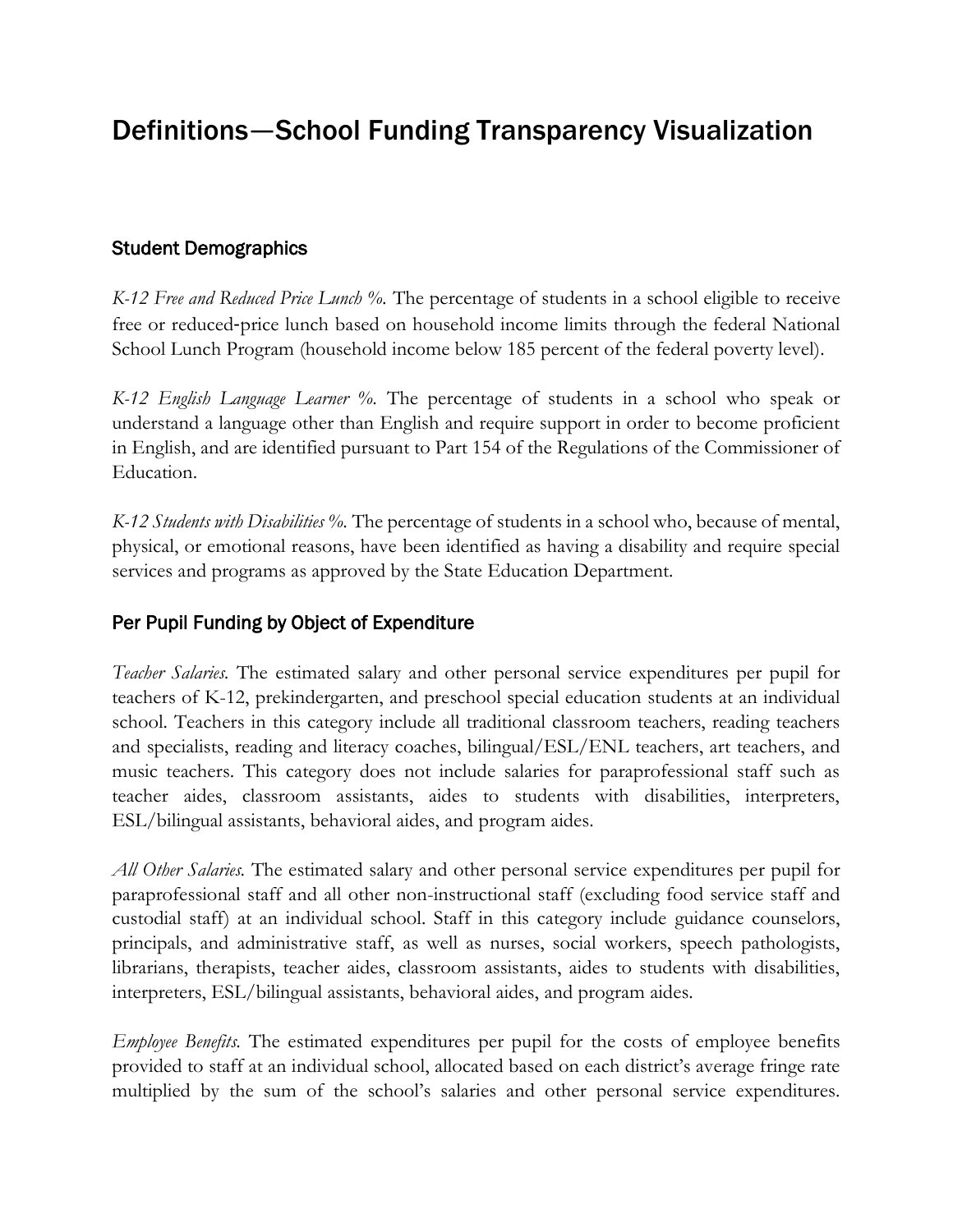# Definitions—School Funding Transparency Visualization

## Student Demographics

*K-12 Free and Reduced Price Lunch %.* The percentage of students in a school eligible to receive free or reduced-price lunch based on household income limits through the federal National School Lunch Program (household income below 185 percent of the federal poverty level).

*K-12 English Language Learner %.* The percentage of students in a school who speak or understand a language other than English and require support in order to become proficient in English, and are identified pursuant to Part 154 of the Regulations of the Commissioner of Education.

*K-12 Students with Disabilities %.* The percentage of students in a school who, because of mental, physical, or emotional reasons, have been identified as having a disability and require special services and programs as approved by the State Education Department.

## Per Pupil Funding by Object of Expenditure

*Teacher Salaries.* The estimated salary and other personal service expenditures per pupil for teachers of K-12, prekindergarten, and preschool special education students at an individual school. Teachers in this category include all traditional classroom teachers, reading teachers and specialists, reading and literacy coaches, bilingual/ESL/ENL teachers, art teachers, and music teachers. This category does not include salaries for paraprofessional staff such as teacher aides, classroom assistants, aides to students with disabilities, interpreters, ESL/bilingual assistants, behavioral aides, and program aides.

*All Other Salaries.* The estimated salary and other personal service expenditures per pupil for paraprofessional staff and all other non-instructional staff (excluding food service staff and custodial staff) at an individual school. Staff in this category include guidance counselors, principals, and administrative staff, as well as nurses, social workers, speech pathologists, librarians, therapists, teacher aides, classroom assistants, aides to students with disabilities, interpreters, ESL/bilingual assistants, behavioral aides, and program aides.

*Employee Benefits.* The estimated expenditures per pupil for the costs of employee benefits provided to staff at an individual school, allocated based on each district's average fringe rate multiplied by the sum of the school's salaries and other personal service expenditures.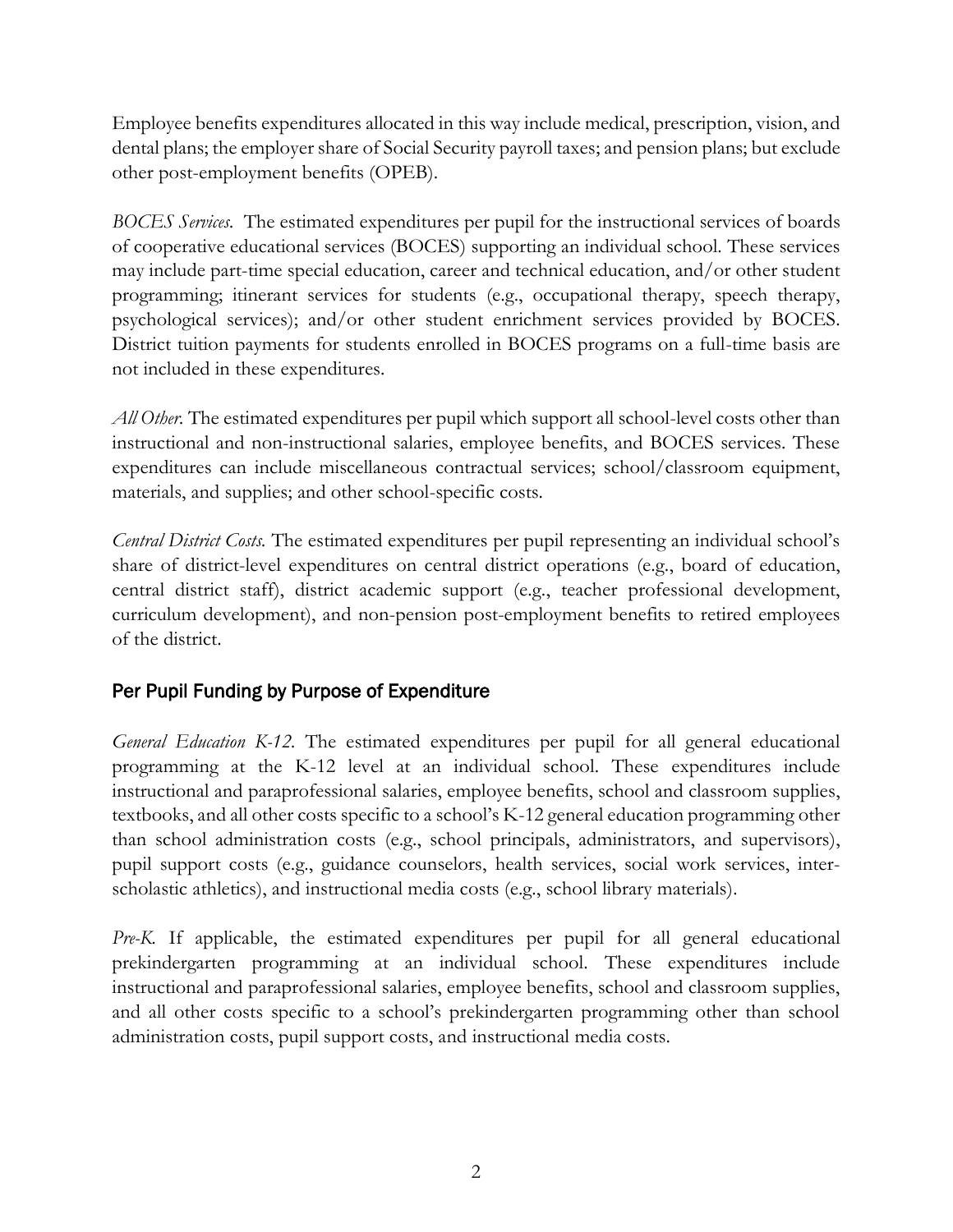Employee benefits expenditures allocated in this way include medical, prescription, vision, and dental plans; the employer share of Social Security payroll taxes; and pension plans; but exclude other post-employment benefits (OPEB).

*BOCES Services.* The estimated expenditures per pupil for the instructional services of boards of cooperative educational services (BOCES) supporting an individual school. These services may include part-time special education, career and technical education, and/or other student programming; itinerant services for students (e.g., occupational therapy, speech therapy, psychological services); and/or other student enrichment services provided by BOCES. District tuition payments for students enrolled in BOCES programs on a full-time basis are not included in these expenditures.

*All Other.* The estimated expenditures per pupil which support all school-level costs other than instructional and non-instructional salaries, employee benefits, and BOCES services. These expenditures can include miscellaneous contractual services; school/classroom equipment, materials, and supplies; and other school-specific costs.

*Central District Costs.* The estimated expenditures per pupil representing an individual school's share of district-level expenditures on central district operations (e.g., board of education, central district staff), district academic support (e.g., teacher professional development, curriculum development), and non-pension post-employment benefits to retired employees of the district.

## Per Pupil Funding by Purpose of Expenditure

*General Education K-12.* The estimated expenditures per pupil for all general educational programming at the K-12 level at an individual school. These expenditures include instructional and paraprofessional salaries, employee benefits, school and classroom supplies, textbooks, and all other costs specific to a school's K-12 general education programming other than school administration costs (e.g., school principals, administrators, and supervisors), pupil support costs (e.g., guidance counselors, health services, social work services, inter-scholastic athletics), and instructional media costs (e.g., school library materials).

*Pre-K.* If applicable, the estimated expenditures per pupil for all general educational prekindergarten programming at an individual school. These expenditures include instructional and paraprofessional salaries, employee benefits, school and classroom supplies, and all other costs specific to a school's prekindergarten programming other than school administration costs, pupil support costs, and instructional media costs.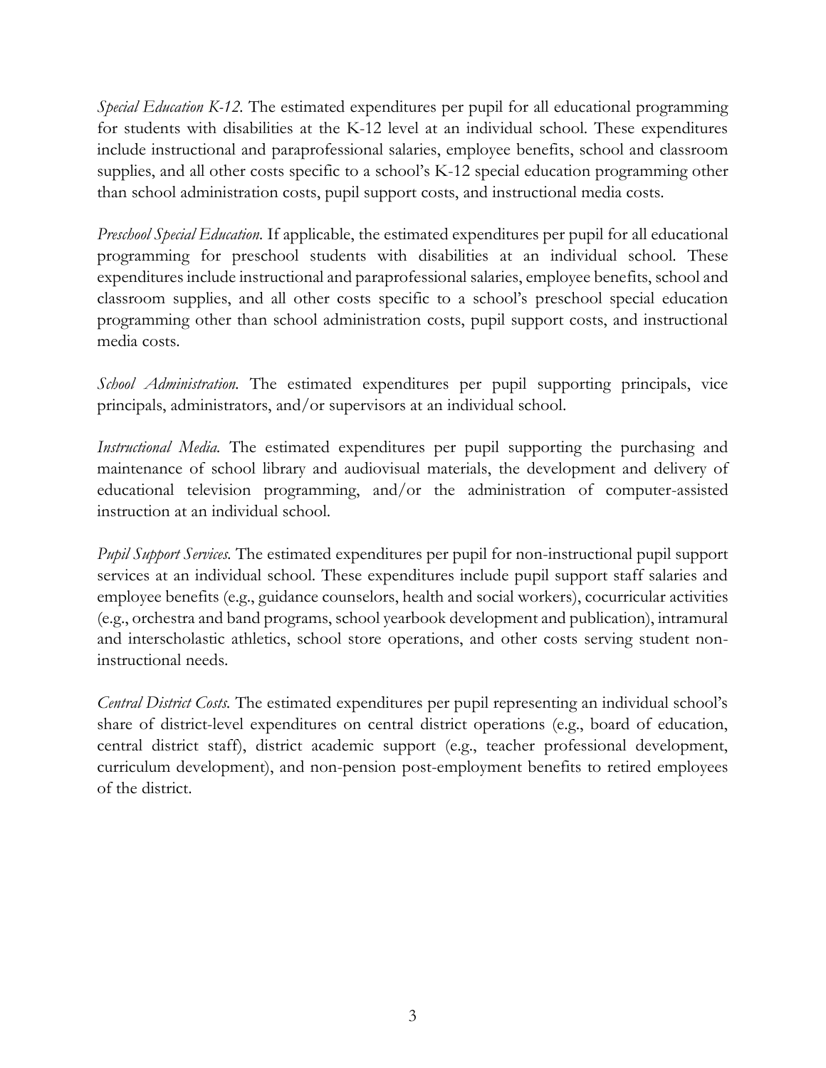*Special Education K-12.* The estimated expenditures per pupil for all educational programming for students with disabilities at the K-12 level at an individual school. These expenditures include instructional and paraprofessional salaries, employee benefits, school and classroom supplies, and all other costs specific to a school's K-12 special education programming other than school administration costs, pupil support costs, and instructional media costs.

*Preschool Special Education.* If applicable, the estimated expenditures per pupil for all educational programming for preschool students with disabilities at an individual school. These expenditures include instructional and paraprofessional salaries, employee benefits, school and classroom supplies, and all other costs specific to a school's preschool special education programming other than school administration costs, pupil support costs, and instructional media costs.

*School Administration.* The estimated expenditures per pupil supporting principals, vice principals, administrators, and/or supervisors at an individual school.

*Instructional Media.* The estimated expenditures per pupil supporting the purchasing and maintenance of school library and audiovisual materials, the development and delivery of educational television programming, and/or the administration of computer-assisted instruction at an individual school.

*Pupil Support Services.* The estimated expenditures per pupil for non-instructional pupil support services at an individual school. These expenditures include pupil support staff salaries and employee benefits (e.g., guidance counselors, health and social workers), cocurricular activities (e.g., orchestra and band programs, school yearbook development and publication), intramural and interscholastic athletics, school store operations, and other costs serving student non-instructional needs.

*Central District Costs.* The estimated expenditures per pupil representing an individual school's share of district-level expenditures on central district operations (e.g., board of education, central district staff), district academic support (e.g., teacher professional development, curriculum development), and non-pension post-employment benefits to retired employees of the district.